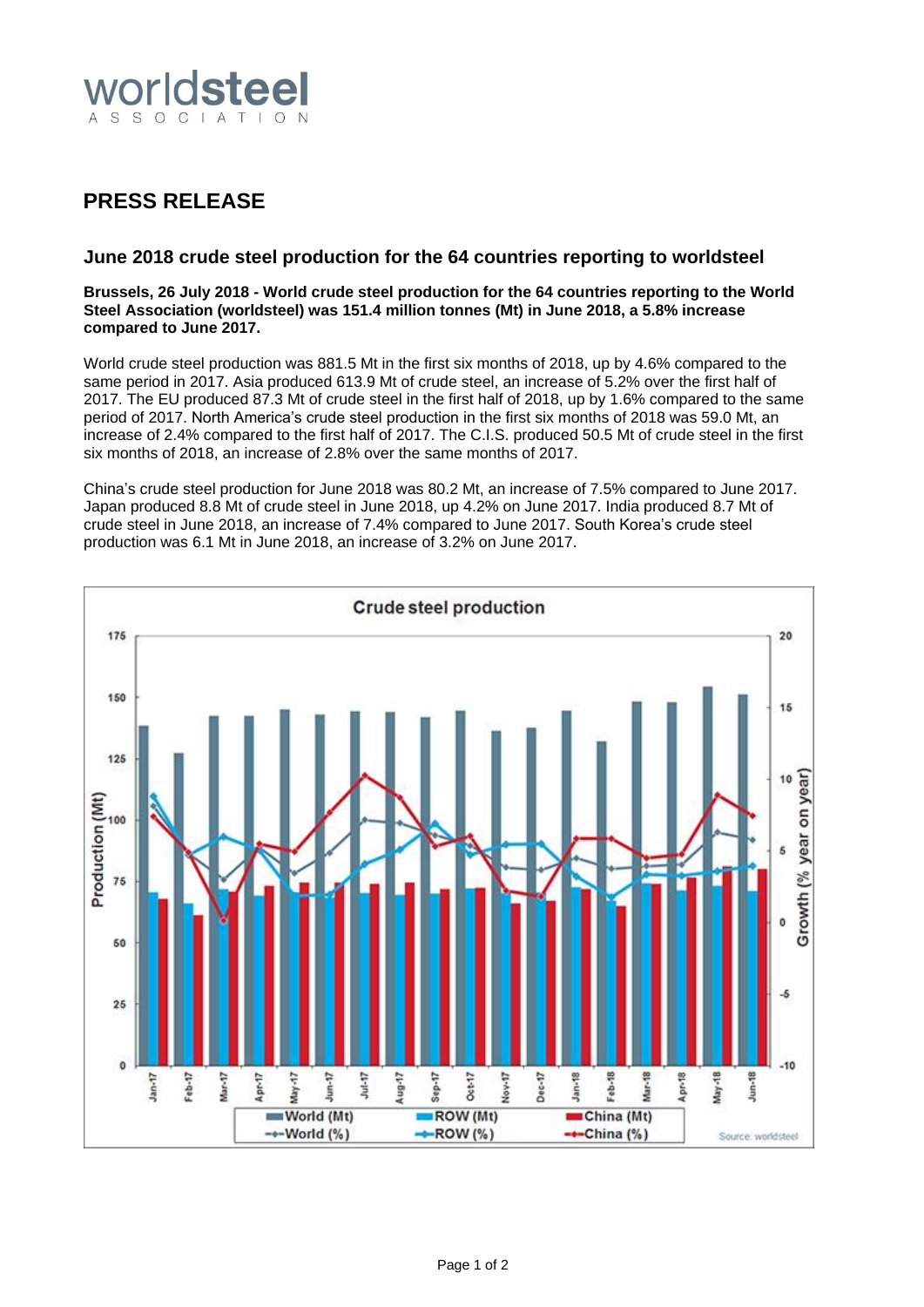# worldsteel

ASSOCIATION

## PRESS RELEASE

### June 2018 crude steel production for the 64 countries reporting to worldsteel

**Brussels, 26 July 2018 - World crude steel production for the 64 countries reporting to the World Steel Association (worldsteel) was 151.4 million tonnes (Mt) in June 2018, a 5.8% increase compared to June 2017.**

World crude steel production was 881.5 Mt in the first six months of 2018, up by 4.6% compared to the same period in 2017. Asia produced 613.9 Mt of crude steel, an increase of 5.2% over the first half of 2017. The EU produced 87.3 Mt of crude steel in the first half of 2018, up by 1.6% compared to the same period of 2017. North America's crude steel production in the first six months of 2018 was 59.0 Mt, an increase of 2.4% compared to the first half of 2017. The C.I.S. produced 50.5 Mt of crude steel in the first six months of 2018, an increase of 2.8% over the same months of 2017.

China's crude steel production for June 2018 was 80.2 Mt, an increase of 7.5% compared to June 2017. Japan produced 8.8 Mt of crude steel in June 2018, up 4.2% on June 2017. India produced 8.7 Mt of crude steel in June 2018, an increase of 7.4% compared to June 2017. South Korea's crude steel production was 6.1 Mt in June 2018, an increase of 3.2% on June 2017.

Crude steel production

Source: worldsteel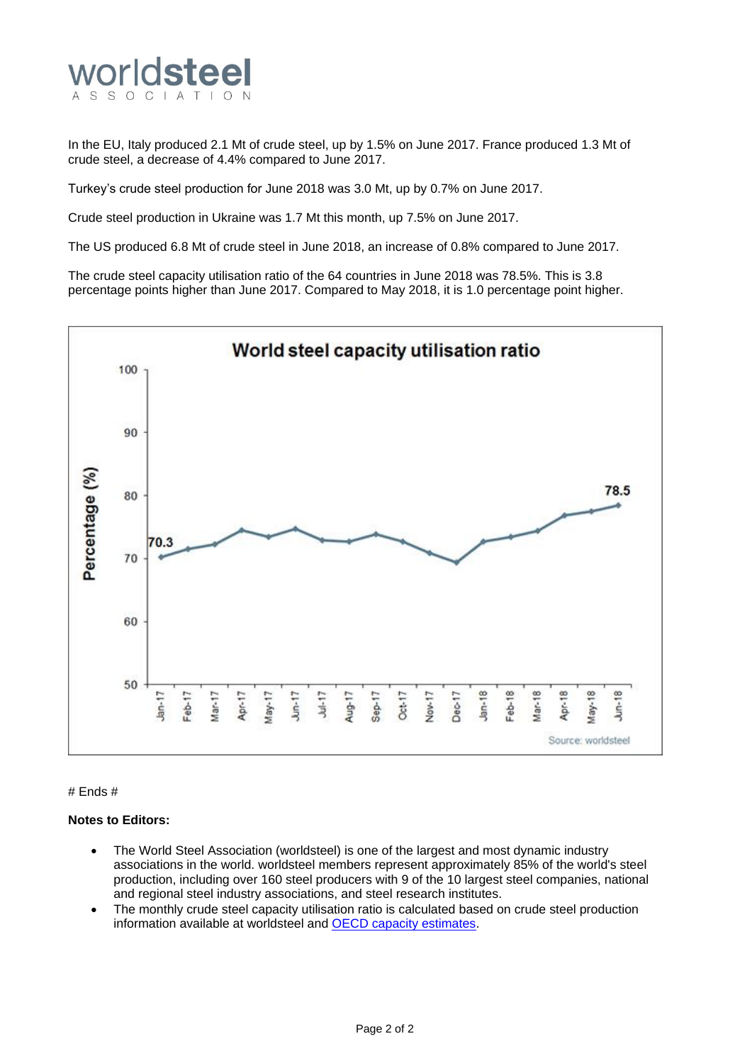In the EU, Italy produced 2.1 Mt of crude steel, up by 1.5% on June 2017. France produced 1.3 Mt of crude steel, a decrease of 4.4% compared to June 2017.

Turkey's crude steel production for June 2018 was 3.0 Mt, up by 0.7% on June 2017.

Crude steel production in Ukraine was 1.7 Mt this month, up 7.5% on June 2017.

The US produced 6.8 Mt of crude steel in June 2018, an increase of 0.8% compared to June 2017.

The crude steel capacity utilisation ratio of the 64 countries in June 2018 was 78.5%. This is 3.8 percentage points higher than June 2017. Compared to May 2018, it is 1.0 percentage point higher.

World steel capacity utilisation ratio

Percentage (%)

100

90

80

70

60

50

70.3

78.5

Jan-17 Feb-17 Mar-17 Apr-17 May-17 Jun-17 Jul-17 Aug-17 Sep-17 Oct-17 Nov-17 Dec-17 Jan-18 Feb-18 Mar-18 Apr-18 May-18 Jun-18

Source: worldsteel

# Ends #

**Notes to Editors:**

- The World Steel Association (worldsteel) is one of the largest and most dynamic industry associations in the world. worldsteel members represent approximately 85% of the world's steel production, including over 160 steel producers with 9 of the 10 largest steel companies, national and regional steel industry associations, and steel research institutes.
- The monthly crude steel capacity utilisation ratio is calculated based on crude steel production information available at worldsteel and OECD capacity estimates.